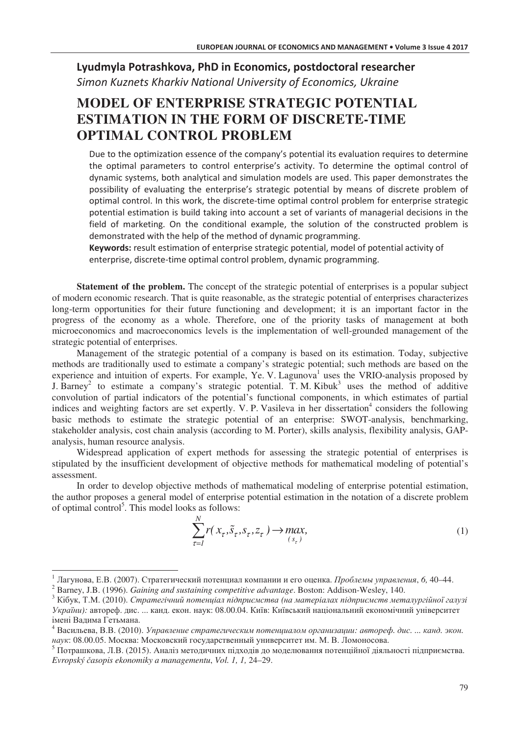**Lyudmyla Potrashkova, PhD in Economics, postdoctoral researcher**
*Simon Kuznets Kharkiv National University of Economics, Ukraine*

# MODEL OF ENTERPRISE STRATEGIC POTENTIAL ESTIMATION IN THE FORM OF DISCRETE-TIME OPTIMAL CONTROL PROBLEM

Due to the optimization essence of the company's potential its evaluation requires to determine the optimal parameters to control enterprise's activity. To determine the optimal control of dynamic systems, both analytical and simulation models are used. This paper demonstrates the possibility of evaluating the enterprise's strategic potential by means of discrete problem of optimal control. In this work, the discrete-time optimal control problem for enterprise strategic potential estimation is build taking into account a set of variants of managerial decisions in the field of marketing. On the conditional example, the solution of the constructed problem is demonstrated with the help of the method of dynamic programming.

**Keywords:** result estimation of enterprise strategic potential, model of potential activity of enterprise, discrete-time optimal control problem, dynamic programming.

**Statement of the problem.** The concept of the strategic potential of enterprises is a popular subject of modern economic research. That is quite reasonable, as the strategic potential of enterprises characterizes long-term opportunities for their future functioning and development; it is an important factor in the progress of the economy as a whole. Therefore, one of the priority tasks of management at both microeconomics and macroeconomics levels is the implementation of well-grounded management of the strategic potential of enterprises.

Management of the strategic potential of a company is based on its estimation. Today, subjective methods are traditionally used to estimate a company's strategic potential; such methods are based on the experience and intuition of experts. For example, Ye. V. Lagunova[1] uses the VRIO-analysis proposed by J. Barney[2] to estimate a company's strategic potential. T. M. Kibuk[3] uses the method of additive convolution of partial indicators of the potential's functional components, in which estimates of partial indices and weighting factors are set expertly. V. P. Vasileva in her dissertation[4] considers the following basic methods to estimate the strategic potential of an enterprise: SWOT-analysis, benchmarking, stakeholder analysis, cost chain analysis (according to M. Porter), skills analysis, flexibility analysis, GAP-analysis, human resource analysis.

Widespread application of expert methods for assessing the strategic potential of enterprises is stipulated by the insufficient development of objective methods for mathematical modeling of potential's assessment.

In order to develop objective methods of mathematical modeling of enterprise potential estimation, the author proposes a general model of enterprise potential estimation in the notation of a discrete problem of optimal control[5]. This model looks as follows:

$$\sum_{\tau=1}^{N} r(x_\tau, \tilde{s}_\tau, s_\tau, z_\tau) \to \max_{(s_\tau)}, \tag{1}$$

---

[1] Лагунова, Е.В. (2007). Стратегический потенциал компании и его оценка. *Проблемы управления*, *6,* 40–44.

[2] Barney, J.B. (1996). *Gaining and sustaining competitive advantage*. Boston: Addison-Wesley, 140.

[3] Кібук, Т.М. (2010). *Стратегічний потенціал підприємства (на матеріалах підприємств металургійної галузі України):* автореф. дис. ... канд. екон. наук: 08.00.04. Київ: Київський національний економічний університет імені Вадима Гетьмана.

[4] Васильева, В.В. (2010). *Управление стратегическим потенциалом организации: автореф. дис. ... канд. экон. наук*: 08.00.05. Москва: Московский государственный университет им. М. В. Ломоносова.

[5] Потрашкова, Л.В. (2015). Аналіз методичних підходів до моделювання потенційної діяльності підприємства. *Evropský časopis ekonomiky a managementu*, *Vol. 1, 1,* 24–29.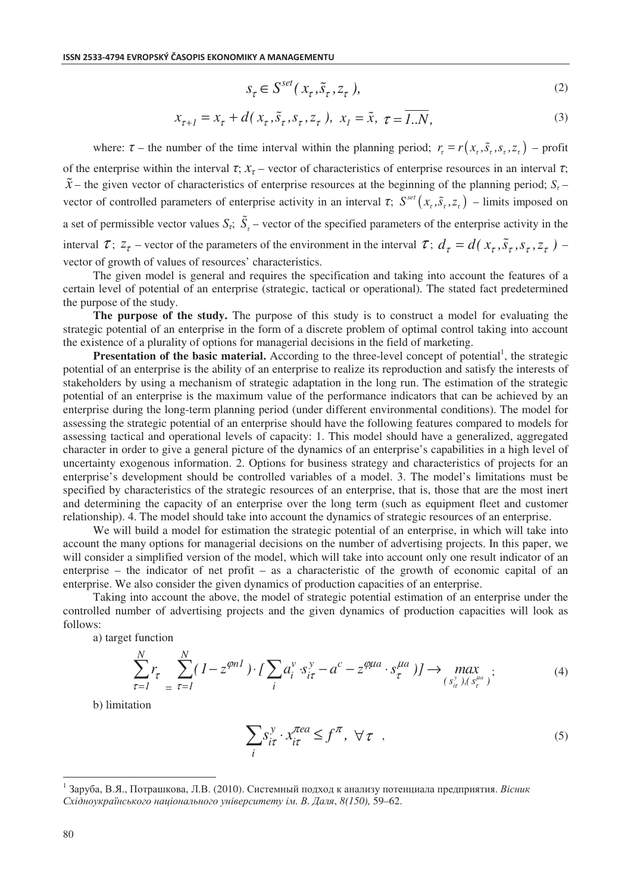$$s_\tau \in S^{set}(x_\tau, \tilde{s}_\tau, z_\tau), \tag{2}$$

$$x_{\tau+1} = x_\tau + d(x_\tau, \tilde{s}_\tau, s_\tau, z_\tau), \; x_1 = \tilde{x}, \; \tau = \overline{1..N}, \tag{3}$$

where: $\tau$ – the number of the time interval within the planning period; $r_\tau = r(x_\tau, \tilde{s}_\tau, s_\tau, z_\tau)$ – profit of the enterprise within the interval $\tau$; $x_\tau$ – vector of characteristics of enterprise resources in an interval $\tau$; $\tilde{x}$ – the given vector of characteristics of enterprise resources at the beginning of the planning period; $S_\tau$ – vector of controlled parameters of enterprise activity in an interval $\tau$; $S^{set}(x_\tau, \tilde{s}_\tau, z_\tau)$ – limits imposed on a set of permissible vector values $S_\tau$; $\tilde{S}_\tau$ – vector of the specified parameters of the enterprise activity in the interval $\tau$; $z_\tau$ – vector of the parameters of the environment in the interval $\tau$; $d_\tau = d(x_\tau, \tilde{s}_\tau, s_\tau, z_\tau)$ – vector of growth of values of resources' characteristics.

The given model is general and requires the specification and taking into account the features of a certain level of potential of an enterprise (strategic, tactical or operational). The stated fact predetermined the purpose of the study.

**The purpose of the study.** The purpose of this study is to construct a model for evaluating the strategic potential of an enterprise in the form of a discrete problem of optimal control taking into account the existence of a plurality of options for managerial decisions in the field of marketing.

**Presentation of the basic material.** According to the three-level concept of potential[1], the strategic potential of an enterprise is the ability of an enterprise to realize its reproduction and satisfy the interests of stakeholders by using a mechanism of strategic adaptation in the long run. The estimation of the strategic potential of an enterprise is the maximum value of the performance indicators that can be achieved by an enterprise during the long-term planning period (under different environmental conditions). The model for assessing the strategic potential of an enterprise should have the following features compared to models for assessing tactical and operational levels of capacity: 1. This model should have a generalized, aggregated character in order to give a general picture of the dynamics of an enterprise's capabilities in a high level of uncertainty exogenous information. 2. Options for business strategy and characteristics of projects for an enterprise's development should be controlled variables of a model. 3. The model's limitations must be specified by characteristics of the strategic resources of an enterprise, that is, those that are the most inert and determining the capacity of an enterprise over the long term (such as equipment fleet and customer relationship). 4. The model should take into account the dynamics of strategic resources of an enterprise.

We will build a model for estimation the strategic potential of an enterprise, in which will take into account the many options for managerial decisions on the number of advertising projects. In this paper, we will consider a simplified version of the model, which will take into account only one result indicator of an enterprise – the indicator of net profit – as a characteristic of the growth of economic capital of an enterprise. We also consider the given dynamics of production capacities of an enterprise.

Taking into account the above, the model of strategic potential estimation of an enterprise under the controlled number of advertising projects and the given dynamics of production capacities will look as follows:

a) target function

$$\sum_{\tau=1}^{N} r_\tau = \sum_{\tau=1}^{N} (1 - z^{\varphi n1}) \cdot [\sum_i a_i^v \cdot s_{i\tau}^y - a^c - z^{\varphi\mu a} \cdot s_\tau^{\mu a})] \rightarrow \max_{(s_{i\tau}^y),(s_\tau^{\mu a})}; \tag{4}$$

b) limitation

$$\sum_i s_{i\tau}^y \cdot x_{i\tau}^{\pi ea} \le f^\pi, \; \forall \tau \;, \tag{5}$$

[1] Заруба, В.Я., Потрашкова, Л.В. (2010). Системный подход к анализу потенциала предприятия. *Вісник Східноукраїнського національного університету ім. В. Даля*, *8(150),* 59–62.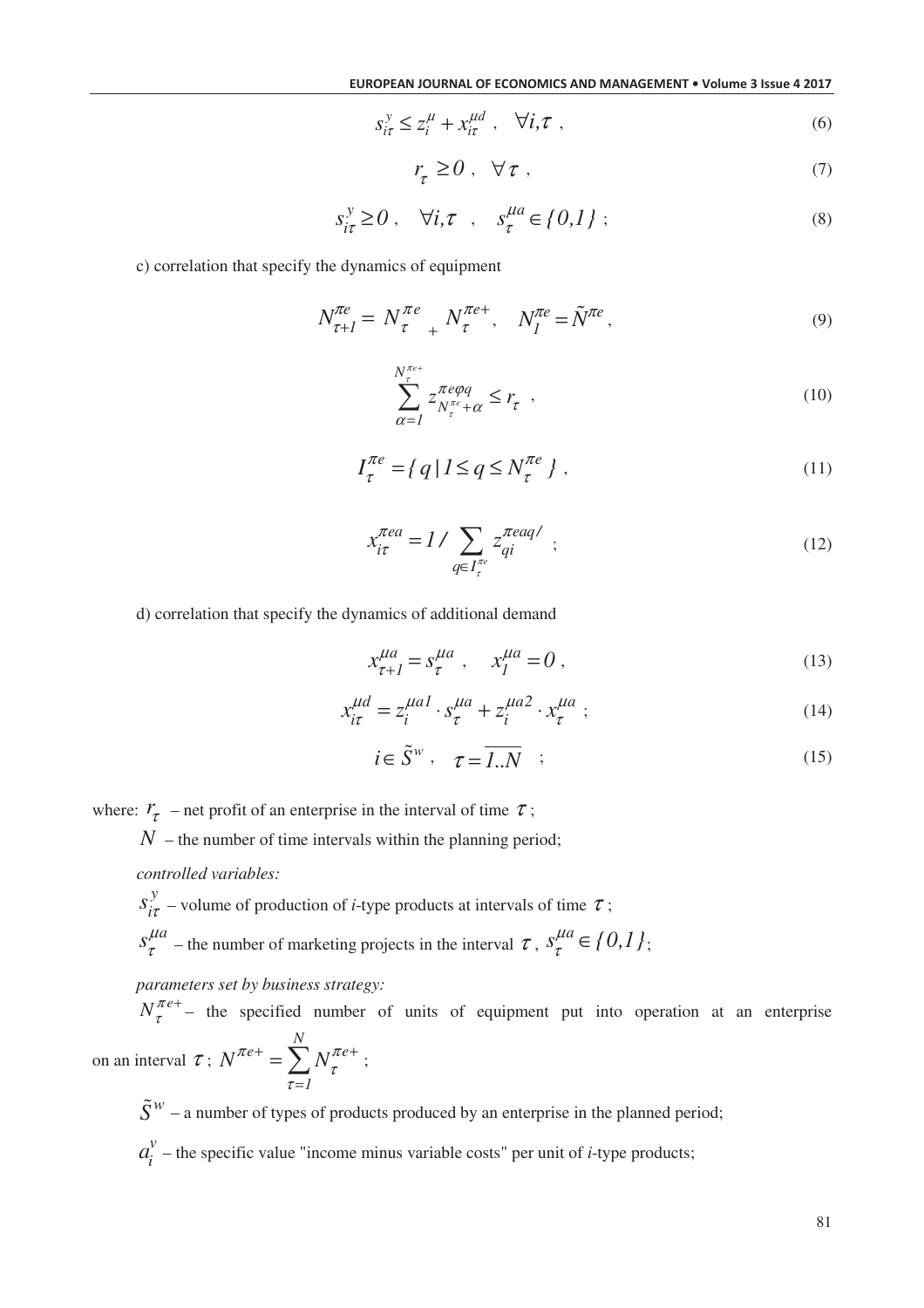$$s_{i\tau}^{y} \leq z_{i}^{\mu} + x_{i\tau}^{\mu d} \ , \quad \forall i,\tau \ , \tag{6}$$

$$r_{\tau} \geq 0 \ , \quad \forall \tau \ , \tag{7}$$

$$s_{i\tau}^{y} \geq 0 \ , \quad \forall i,\tau \quad , \quad s_{\tau}^{\mu a} \in \{0,1\} \ ; \tag{8}$$

c) correlation that specify the dynamics of equipment

$$N_{\tau+1}^{\pi e} = N_{\tau}^{\pi e} + N_{\tau}^{\pi e+}, \quad N_{1}^{\pi e} = \tilde{N}^{\pi e}, \tag{9}$$

$$\sum_{\alpha=1}^{N_{\tau}^{\pi e+}} z_{N_{\tau}^{\pi e}+\alpha}^{\pi e \varphi q} \leq r_{\tau} \ , \tag{10}$$

$$I_{\tau}^{\pi e} = \{ q \mid 1 \leq q \leq N_{\tau}^{\pi e} \} \ , \tag{11}$$

$$x_{i\tau}^{\pi ea} = 1 / \sum_{q \in I_{\tau}^{\pi e}} z_{qi}^{\pi eaq/} \ ; \tag{12}$$

d) correlation that specify the dynamics of additional demand

$$x_{\tau+1}^{\mu a} = s_{\tau}^{\mu a} \ , \quad x_{1}^{\mu a} = 0 \ , \tag{13}$$

$$x_{i\tau}^{\mu d} = z_{i}^{\mu a1} \cdot s_{\tau}^{\mu a} + z_{i}^{\mu a2} \cdot x_{\tau}^{\mu a} \ ; \tag{14}$$

$$i \in \tilde{S}^{w} \ , \quad \tau = \overline{1..N} \ ; \tag{15}$$

where: $r_{\tau}$ – net profit of an enterprise in the interval of time $\tau$;

$N$ – the number of time intervals within the planning period;

*controlled variables:*

$s_{i\tau}^{y}$ – volume of production of *i*-type products at intervals of time $\tau$;

$s_{\tau}^{\mu a}$ – the number of marketing projects in the interval $\tau$, $s_{\tau}^{\mu a} \in \{0,1\}$;

*parameters set by business strategy:*

$N_{\tau}^{\pi e+}$ – the specified number of units of equipment put into operation at an enterprise on an interval $\tau$; $N^{\pi e+} = \sum_{\tau=1}^{N} N_{\tau}^{\pi e+}$;

$\tilde{S}^{w}$ – a number of types of products produced by an enterprise in the planned period;

$a_{i}^{v}$ – the specific value "income minus variable costs" per unit of *i*-type products;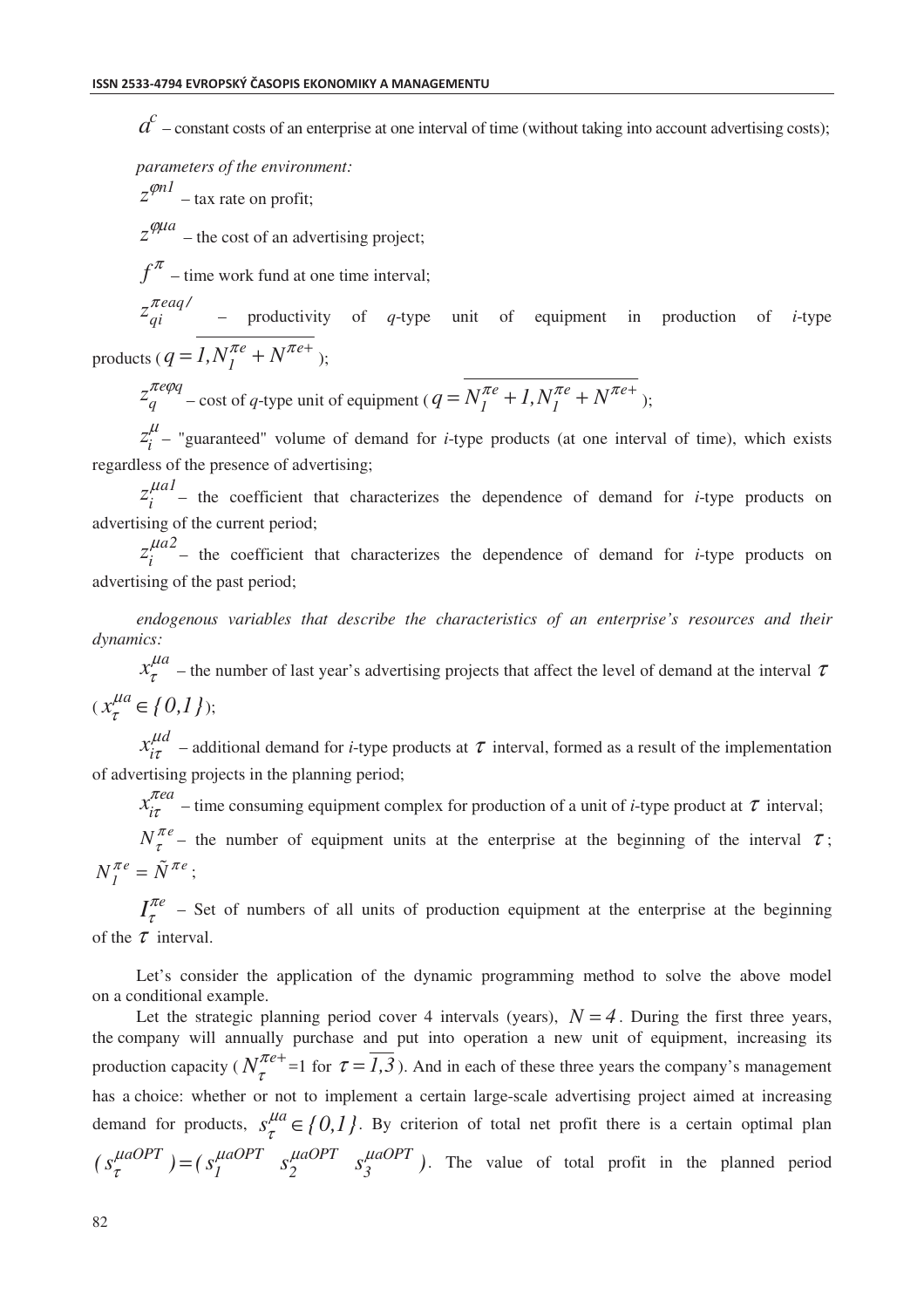$d^c$ – constant costs of an enterprise at one interval of time (without taking into account advertising costs);

*parameters of the environment:*

$z^{\varphi n1}$ – tax rate on profit;

$z^{\varphi\mu a}$ – the cost of an advertising project;

$f^{\pi}$ – time work fund at one time interval;

$z_{qi}^{\pi eaq/}$ – productivity of $q$-type unit of equipment in production of $i$-type products ($q = \overline{1, N_1^{\pi e} + N^{\pi e+}}$);

$z_q^{\pi e\varphi q}$ – cost of $q$-type unit of equipment ($q = \overline{N_1^{\pi e} + 1, N_1^{\pi e} + N^{\pi e+}}$);

$z_i^{\mu}$ – "guaranteed" volume of demand for $i$-type products (at one interval of time), which exists regardless of the presence of advertising;

$z_i^{\mu a1}$ – the coefficient that characterizes the dependence of demand for $i$-type products on advertising of the current period;

$z_i^{\mu a2}$ – the coefficient that characterizes the dependence of demand for $i$-type products on advertising of the past period;

*endogenous variables that describe the characteristics of an enterprise's resources and their dynamics:*

$x_{\tau}^{\mu a}$ – the number of last year's advertising projects that affect the level of demand at the interval $\tau$ ($x_{\tau}^{\mu a} \in \{0,1\}$);

$x_{i\tau}^{\mu d}$ – additional demand for $i$-type products at $\tau$ interval, formed as a result of the implementation of advertising projects in the planning period;

$x_{i\tau}^{\pi ea}$ – time consuming equipment complex for production of a unit of $i$-type product at $\tau$ interval;

$N_{\tau}^{\pi e}$ – the number of equipment units at the enterprise at the beginning of the interval $\tau$; $N_1^{\pi e} = \tilde{N}^{\pi e}$;

$I_{\tau}^{\pi e}$ – Set of numbers of all units of production equipment at the enterprise at the beginning of the $\tau$ interval.

Let's consider the application of the dynamic programming method to solve the above model on a conditional example.

Let the strategic planning period cover 4 intervals (years), $N = 4$. During the first three years, the company will annually purchase and put into operation a new unit of equipment, increasing its production capacity ($N_{\tau}^{\pi e+}$=1 for $\tau = \overline{1,3}$). And in each of these three years the company's management has a choice: whether or not to implement a certain large-scale advertising project aimed at increasing demand for products, $s_{\tau}^{\mu a} \in \{0,1\}$. By criterion of total net profit there is a certain optimal plan $(s_{\tau}^{\mu aOPT}) = (s_1^{\mu aOPT} \quad s_2^{\mu aOPT} \quad s_3^{\mu aOPT})$. The value of total profit in the planned period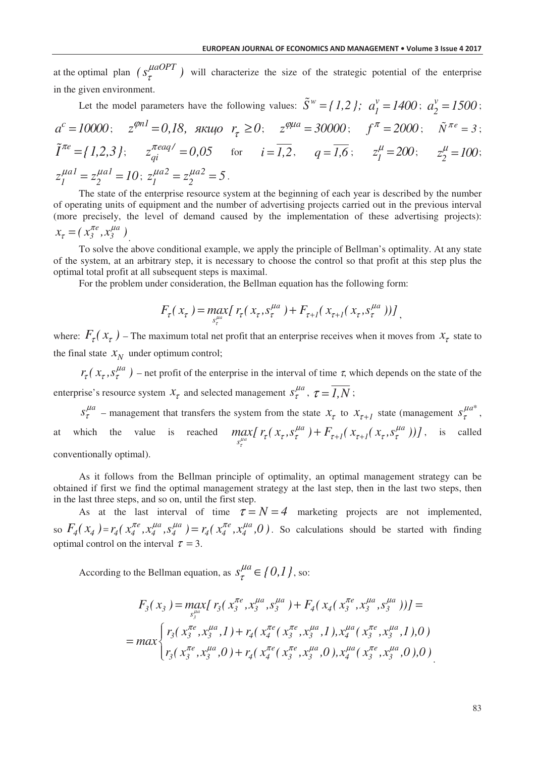at the optimal plan $( s_{\tau}^{\mu aOPT} )$ will characterize the size of the strategic potential of the enterprise in the given environment.

Let the model parameters have the following values: $\tilde{S}^{w} = \{ 1,2 \}$; $a_1^v = 1400$; $a_2^v = 1500$; $a^c = 10000$; $z^{\varphi n1} = 0,18$, якщо $r_{\tau} \geq 0$; $z^{\varphi \mu a} = 30000$; $f^{\pi} = 2000$; $\tilde{N}^{\pi e} = 3$; $\tilde{I}^{\pi e} = \{ 1,2,3 \}$; $z_{qi}^{\pi eaq/} = 0,05$ for $i = \overline{1,2}$, $q = \overline{1,6}$; $z_1^{\mu} = 200$; $z_2^{\mu} = 100$; $z_1^{\mu a1} = z_2^{\mu a1} = 10$; $z_1^{\mu a2} = z_2^{\mu a2} = 5$.

The state of the enterprise resource system at the beginning of each year is described by the number of operating units of equipment and the number of advertising projects carried out in the previous interval (more precisely, the level of demand caused by the implementation of these advertising projects): $x_{\tau} = ( x_3^{\pi e}, x_3^{\mu a} )$.

To solve the above conditional example, we apply the principle of Bellman's optimality. At any state of the system, at an arbitrary step, it is necessary to choose the control so that profit at this step plus the optimal total profit at all subsequent steps is maximal.

For the problem under consideration, the Bellman equation has the following form:

$$F_{\tau}( x_{\tau} ) = \max_{s_{\tau}^{\mu a}} [ r_{\tau}( x_{\tau}, s_{\tau}^{\mu a} ) + F_{\tau+1}( x_{\tau+1}( x_{\tau}, s_{\tau}^{\mu a} ))] ,$$

where: $F_{\tau}( x_{\tau} )$ – The maximum total net profit that an enterprise receives when it moves from $x_{\tau}$ state to the final state $x_N$ under optimum control;

$r_{\tau}( x_{\tau}, s_{\tau}^{\mu a} )$ – net profit of the enterprise in the interval of time $\tau$, which depends on the state of the enterprise's resource system $x_{\tau}$ and selected management $s_{\tau}^{\mu a}$, $\tau = \overline{1,N}$;

$s_{\tau}^{\mu a}$ – management that transfers the system from the state $x_{\tau}$ to $x_{\tau+1}$ state (management $s_{\tau}^{\mu a *}$, at which the value is reached $\max_{s_{\tau}^{\mu a}} [ r_{\tau}( x_{\tau}, s_{\tau}^{\mu a} ) + F_{\tau+1}( x_{\tau+1}( x_{\tau}, s_{\tau}^{\mu a} ))]$, is called conventionally optimal).

As it follows from the Bellman principle of optimality, an optimal management strategy can be obtained if first we find the optimal management strategy at the last step, then in the last two steps, then in the last three steps, and so on, until the first step.

As at the last interval of time $\tau = N = 4$ marketing projects are not implemented, so $F_4( x_4 ) = r_4( x_4^{\pi e}, x_4^{\mu a}, s_4^{\mu a} ) = r_4( x_4^{\pi e}, x_4^{\mu a}, 0 )$. So calculations should be started with finding optimal control on the interval $\tau = 3$.

According to the Bellman equation, as $s_{\tau}^{\mu a} \in \{ 0,1 \}$, so:

$$F_3( x_3 ) = \max_{s_3^{\mu a}} [ r_3( x_3^{\pi e}, x_3^{\mu a}, s_3^{\mu a} ) + F_4( x_4( x_3^{\pi e}, x_3^{\mu a}, s_3^{\mu a} ))] =$$

$$= \max \begin{cases} r_3( x_3^{\pi e}, x_3^{\mu a}, 1 ) + r_4( x_4^{\pi e}( x_3^{\pi e}, x_3^{\mu a}, 1 ), x_4^{\mu a}( x_3^{\pi e}, x_3^{\mu a}, 1 ), 0 ) \\ r_3( x_3^{\pi e}, x_3^{\mu a}, 0 ) + r_4( x_4^{\pi e}( x_3^{\pi e}, x_3^{\mu a}, 0 ), x_4^{\mu a}( x_3^{\pi e}, x_3^{\mu a}, 0 ), 0 ) \end{cases}.$$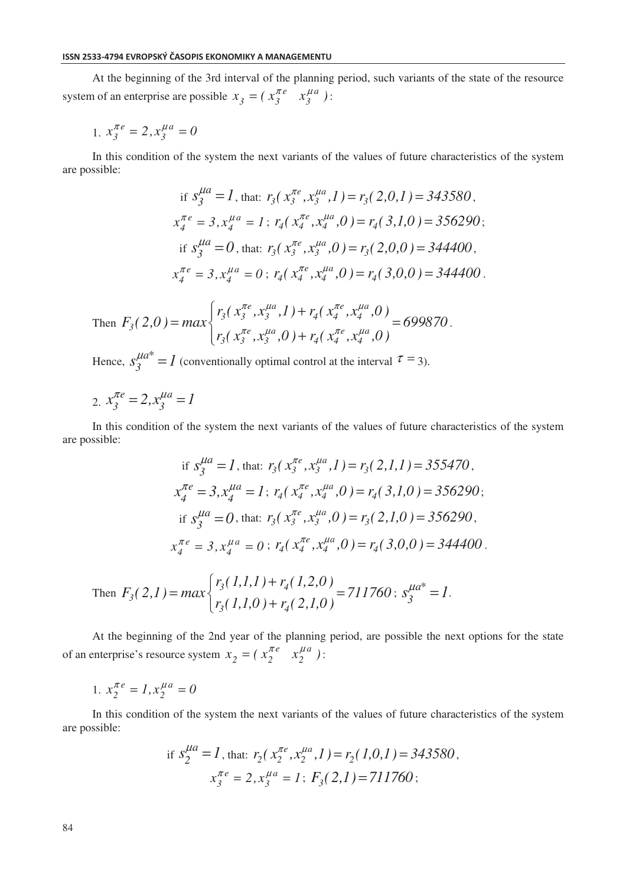At the beginning of the 3rd interval of the planning period, such variants of the state of the resource system of an enterprise are possible $x_3 = ( x_3^{\pi e} \quad x_3^{\mu a} )$:

1. $x_3^{\pi e} = 2, x_3^{\mu a} = 0$

In this condition of the system the next variants of the values of future characteristics of the system are possible:

$$\text{if } s_3^{\mu a} = 1 \text{, that: } r_3( x_3^{\pi e}, x_3^{\mu a}, 1 ) = r_3( 2,0,1 ) = 343580,$$
$$x_4^{\pi e} = 3, x_4^{\mu a} = 1;\ r_4( x_4^{\pi e}, x_4^{\mu a}, 0 ) = r_4( 3,1,0 ) = 356290;$$
$$\text{if } s_3^{\mu a} = 0 \text{, that: } r_3( x_3^{\pi e}, x_3^{\mu a}, 0 ) = r_3( 2,0,0 ) = 344400,$$
$$x_4^{\pi e} = 3, x_4^{\mu a} = 0;\ r_4( x_4^{\pi e}, x_4^{\mu a}, 0 ) = r_4( 3,0,0 ) = 344400.$$

Then $F_3( 2,0 ) = max \begin{cases} r_3( x_3^{\pi e}, x_3^{\mu a}, 1 ) + r_4( x_4^{\pi e}, x_4^{\mu a}, 0 ) \\ r_3( x_3^{\pi e}, x_3^{\mu a}, 0 ) + r_4( x_4^{\pi e}, x_4^{\mu a}, 0 ) \end{cases} = 699870.$

Hence, $s_3^{\mu a *} = 1$ (conventionally optimal control at the interval $\tau = 3$).

2. $x_3^{\pi e} = 2, x_3^{\mu a} = 1$

In this condition of the system the next variants of the values of future characteristics of the system are possible:

$$\text{if } s_3^{\mu a} = 1 \text{, that: } r_3( x_3^{\pi e}, x_3^{\mu a}, 1 ) = r_3( 2,1,1 ) = 355470,$$
$$x_4^{\pi e} = 3, x_4^{\mu a} = 1;\ r_4( x_4^{\pi e}, x_4^{\mu a}, 0 ) = r_4( 3,1,0 ) = 356290;$$
$$\text{if } s_3^{\mu a} = 0 \text{, that: } r_3( x_3^{\pi e}, x_3^{\mu a}, 0 ) = r_3( 2,1,0 ) = 356290,$$
$$x_4^{\pi e} = 3, x_4^{\mu a} = 0;\ r_4( x_4^{\pi e}, x_4^{\mu a}, 0 ) = r_4( 3,0,0 ) = 344400.$$

Then $F_3( 2,1 ) = max \begin{cases} r_3( 1,1,1 ) + r_4( 1,2,0 ) \\ r_3( 1,1,0 ) + r_4( 2,1,0 ) \end{cases} = 711760;\ s_3^{\mu a *} = 1.$

At the beginning of the 2nd year of the planning period, are possible the next options for the state of an enterprise's resource system $x_2 = ( x_2^{\pi e} \quad x_2^{\mu a} )$:

1. $x_2^{\pi e} = 1, x_2^{\mu a} = 0$

In this condition of the system the next variants of the values of future characteristics of the system are possible:

$$\text{if } s_2^{\mu a} = 1 \text{, that: } r_2( x_2^{\pi e}, x_2^{\mu a}, 1 ) = r_2( 1,0,1 ) = 343580,$$
$$x_3^{\pi e} = 2, x_3^{\mu a} = 1;\ F_3( 2,1 ) = 711760;$$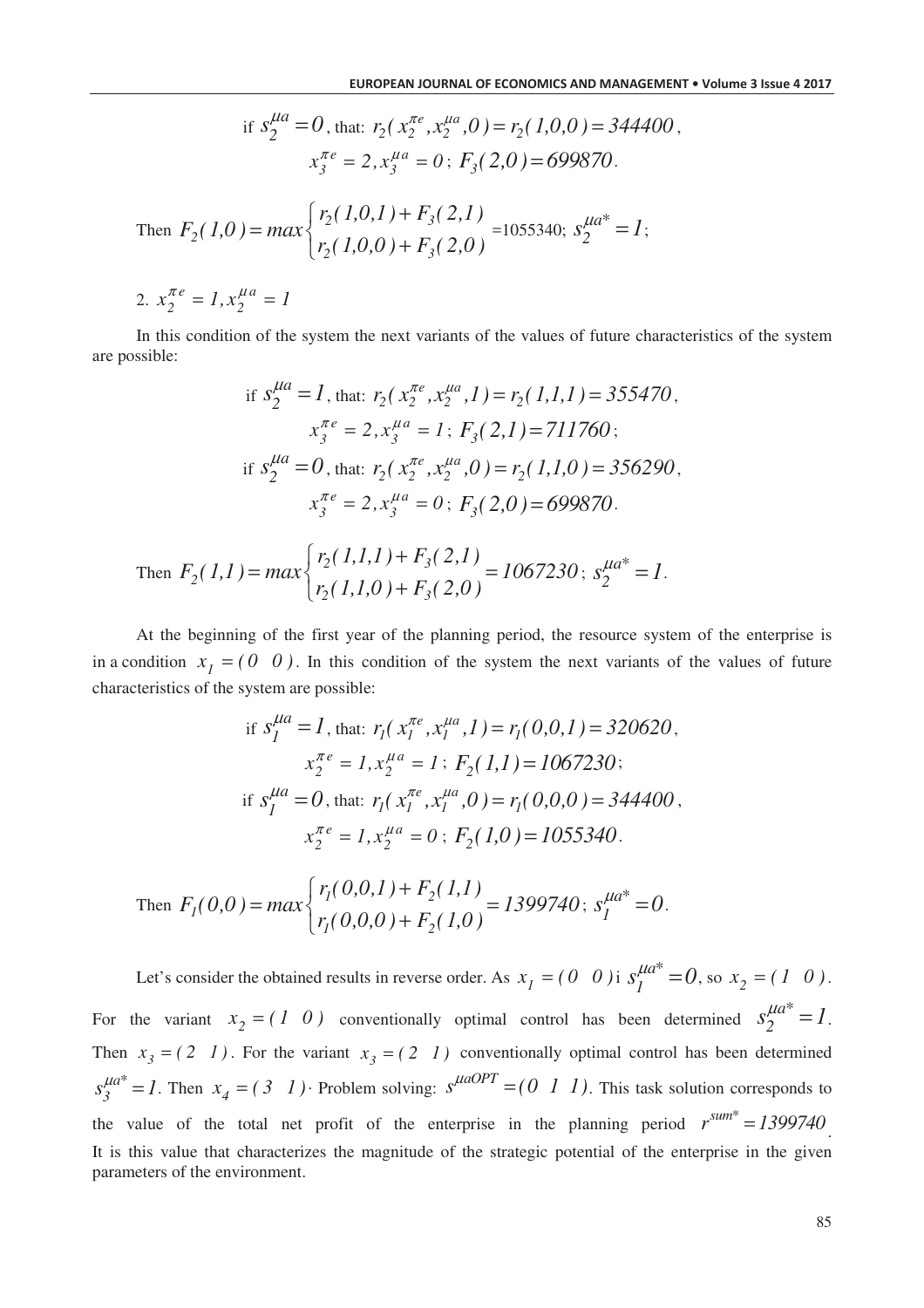$$\text{if } s_2^{\mu a} = 0 \text{, that: } r_2(x_2^{\pi e}, x_2^{\mu a}, 0) = r_2(1,0,0) = 344400,$$

$$x_3^{\pi e} = 2, x_3^{\mu a} = 0;\ F_3(2,0) = 699870.$$

Then $F_2(1,0) = max\begin{cases} r_2(1,0,1) + F_3(2,1) \\ r_2(1,0,0) + F_3(2,0) \end{cases}$ =1055340; $s_2^{\mu a*} = 1$;

2. $x_2^{\pi e} = 1, x_2^{\mu a} = 1$

In this condition of the system the next variants of the values of future characteristics of the system are possible:

$$\text{if } s_2^{\mu a} = 1 \text{, that: } r_2(x_2^{\pi e}, x_2^{\mu a}, 1) = r_2(1,1,1) = 355470,$$

$$x_3^{\pi e} = 2, x_3^{\mu a} = 1;\ F_3(2,1) = 711760;$$

$$\text{if } s_2^{\mu a} = 0 \text{, that: } r_2(x_2^{\pi e}, x_2^{\mu a}, 0) = r_2(1,1,0) = 356290,$$

$$x_3^{\pi e} = 2, x_3^{\mu a} = 0;\ F_3(2,0) = 699870.$$

Then $F_2(1,1) = max\begin{cases} r_2(1,1,1) + F_3(2,1) \\ r_2(1,1,0) + F_3(2,0) \end{cases} = 1067230$; $s_2^{\mu a*} = 1$.

At the beginning of the first year of the planning period, the resource system of the enterprise is in a condition $x_1 = (0 \quad 0)$. In this condition of the system the next variants of the values of future characteristics of the system are possible:

$$\text{if } s_1^{\mu a} = 1 \text{, that: } r_1(x_1^{\pi e}, x_1^{\mu a}, 1) = r_1(0,0,1) = 320620,$$

$$x_2^{\pi e} = 1, x_2^{\mu a} = 1;\ F_2(1,1) = 1067230;$$

$$\text{if } s_1^{\mu a} = 0 \text{, that: } r_1(x_1^{\pi e}, x_1^{\mu a}, 0) = r_1(0,0,0) = 344400,$$

$$x_2^{\pi e} = 1, x_2^{\mu a} = 0;\ F_2(1,0) = 1055340.$$

Then $F_1(0,0) = max\begin{cases} r_1(0,0,1) + F_2(1,1) \\ r_1(0,0,0) + F_2(1,0) \end{cases} = 1399740$; $s_1^{\mu a*} = 0$.

Let's consider the obtained results in reverse order. As $x_1 = (0 \quad 0)$ i $s_1^{\mu a*} = 0$, so $x_2 = (1 \quad 0)$. For the variant $x_2 = (1 \quad 0)$ conventionally optimal control has been determined $s_2^{\mu a*} = 1$. Then $x_3 = (2 \quad 1)$. For the variant $x_3 = (2 \quad 1)$ conventionally optimal control has been determined $s_3^{\mu a*} = 1$. Then $x_4 = (3 \quad 1)$. Problem solving: $s^{\mu aOPT} = (0 \quad 1 \quad 1)$. This task solution corresponds to the value of the total net profit of the enterprise in the planning period $r^{sum*} = 1399740$. It is this value that characterizes the magnitude of the strategic potential of the enterprise in the given parameters of the environment.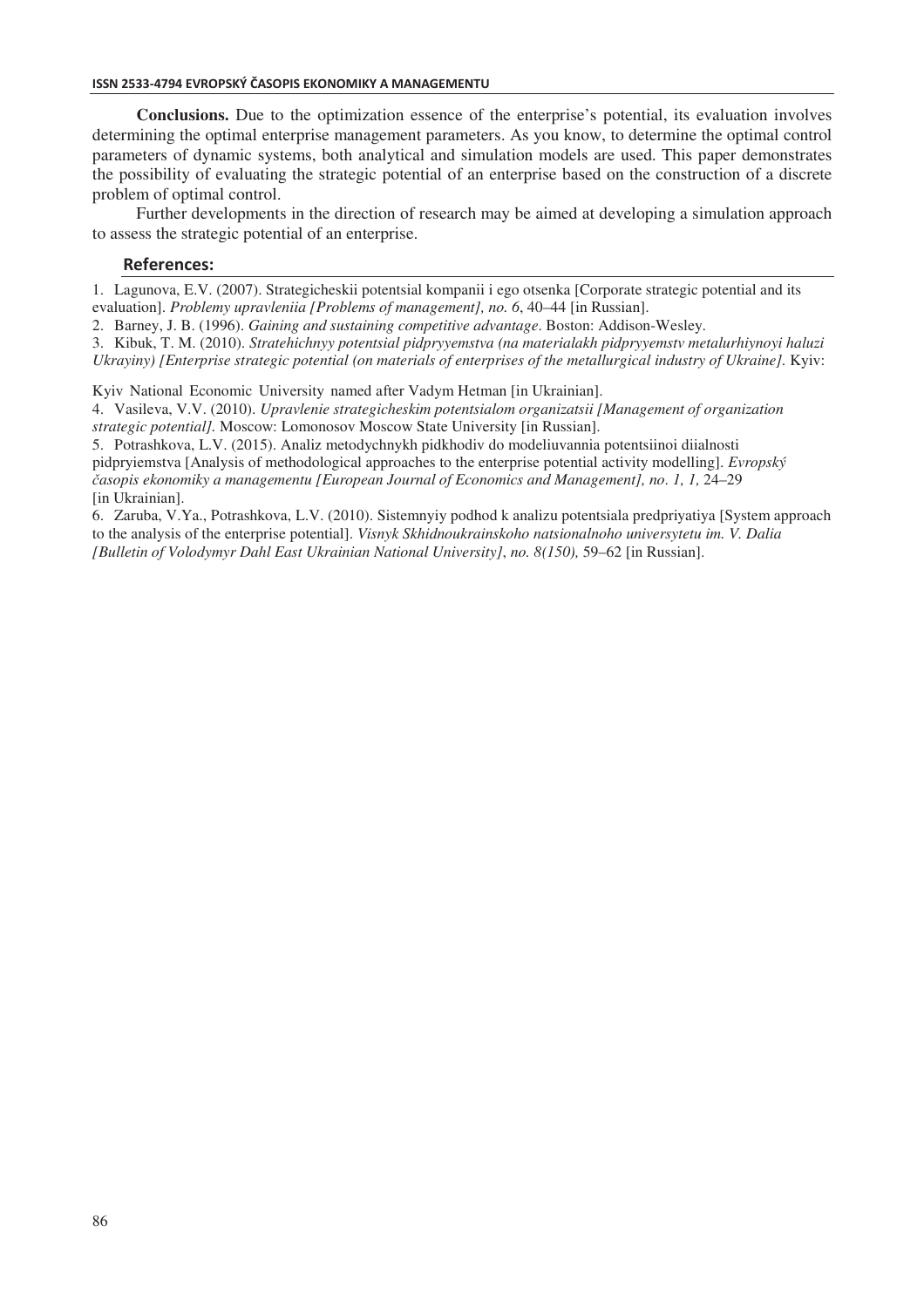**Conclusions.** Due to the optimization essence of the enterprise's potential, its evaluation involves determining the optimal enterprise management parameters. As you know, to determine the optimal control parameters of dynamic systems, both analytical and simulation models are used. This paper demonstrates the possibility of evaluating the strategic potential of an enterprise based on the construction of a discrete problem of optimal control.

Further developments in the direction of research may be aimed at developing a simulation approach to assess the strategic potential of an enterprise.

## References:

1. Lagunova, E.V. (2007). Strategicheskii potentsial kompanii i ego otsenka [Corporate strategic potential and its evaluation]. *Problemy upravleniia [Problems of management], no. 6*, 40–44 [in Russian].
2. Barney, J. B. (1996). *Gaining and sustaining competitive advantage*. Boston: Addison-Wesley.
3. Kibuk, T. M. (2010). *Stratehichnyy potentsial pidpryyemstva (na materialakh pidpryyemstv metalurhiynoyi haluzi Ukrayiny) [Enterprise strategic potential (on materials of enterprises of the metallurgical industry of Ukraine]*. Kyiv: Kyiv National Economic University named after Vadym Hetman [in Ukrainian].
4. Vasileva, V.V. (2010). *Upravlenie strategicheskim potentsialom organizatsii [Management of organization strategic potential]*. Moscow: Lomonosov Moscow State University [in Russian].
5. Potrashkova, L.V. (2015). Analiz metodychnykh pidkhodiv do modeliuvannia potentsiinoi diialnosti pidpryiemstva [Analysis of methodological approaches to the enterprise potential activity modelling]. *Evropský časopis ekonomiky a managementu [European Journal of Economics and Management], no. 1, 1,* 24–29 [in Ukrainian].
6. Zaruba, V.Ya., Potrashkova, L.V. (2010). Sistemnyiy podhod k analizu potentsiala predpriyatiya [System approach to the analysis of the enterprise potential]. *Visnyk Skhidnoukrainskoho natsionalnoho universytetu im. V. Dalia [Bulletin of Volodymyr Dahl East Ukrainian National University], no. 8(150),* 59–62 [in Russian].